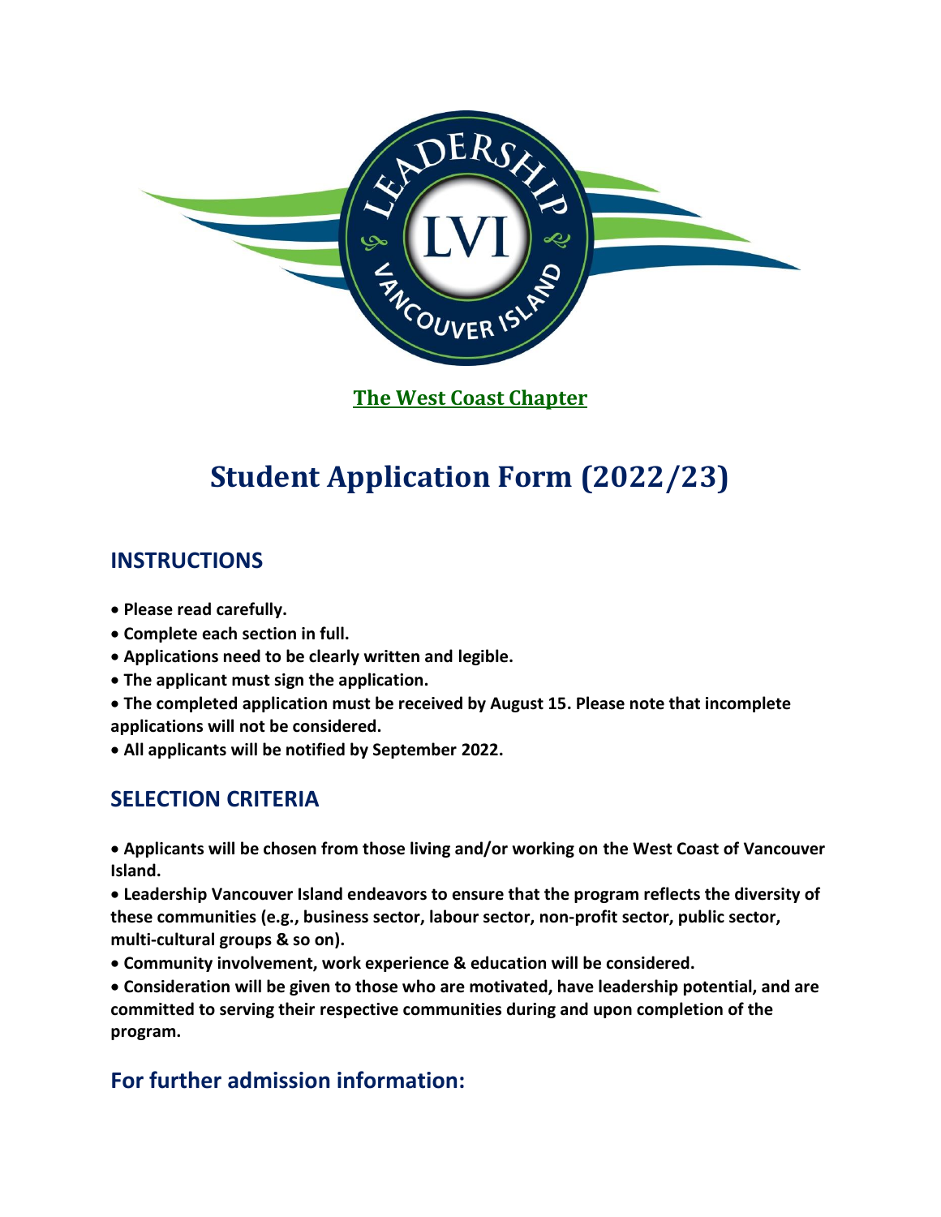**The West Coast Chapter**

# Student Application Form (2022/23)

## INSTRUCTIONS

- **Please read carefully.**
- **Complete each section in full.**
- **Applications need to be clearly written and legible.**
- **The applicant must sign the application.**
- **The completed application must be received by August 15. Please note that incomplete applications will not be considered.**
- **All applicants will be notified by September 2022.**

## SELECTION CRITERIA

- **Applicants will be chosen from those living and/or working on the West Coast of Vancouver Island.**
- **Leadership Vancouver Island endeavors to ensure that the program reflects the diversity of these communities (e.g., business sector, labour sector, non-profit sector, public sector, multi-cultural groups & so on).**
- **Community involvement, work experience & education will be considered.**
- **Consideration will be given to those who are motivated, have leadership potential, and are committed to serving their respective communities during and upon completion of the program.**

## For further admission information: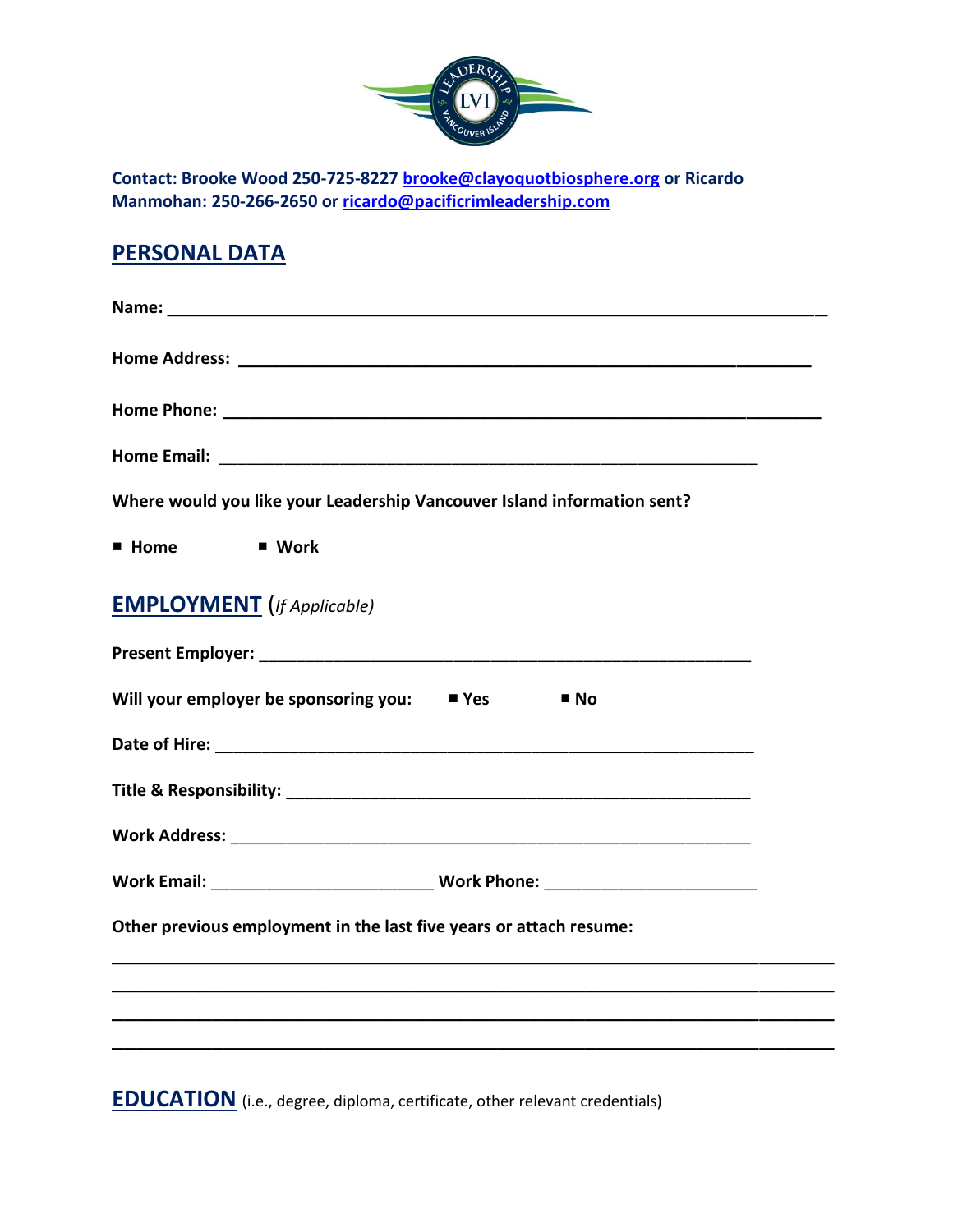**Contact: Brooke Wood 250-725-8227 brooke@clayoquotbiosphere.org or Ricardo Manmohan: 250-266-2650 or ricardo@pacificrimleadership.com**

## PERSONAL DATA

**Name:** ___________________________________________________________________

**Home Address:** ___________________________________________________________

**Home Phone:** _____________________________________________________________

**Home Email:** _______________________________________________________

**Where would you like your Leadership Vancouver Island information sent?**

- **Home**
- **Work**

## EMPLOYMENT (*If Applicable*)

**Present Employer:** _________________________________________________

**Will your employer be sponsoring you:** ■ **Yes** ■ **No**

**Date of Hire:** _____________________________________________________

**Title & Responsibility:** ___________________________________________

**Work Address:** ____________________________________________________

**Work Email:** ________________________ **Work Phone:** _______________________

**Other previous employment in the last five years or attach resume:**

________________________________________________________________________

________________________________________________________________________

________________________________________________________________________

________________________________________________________________________

## EDUCATION (i.e., degree, diploma, certificate, other relevant credentials)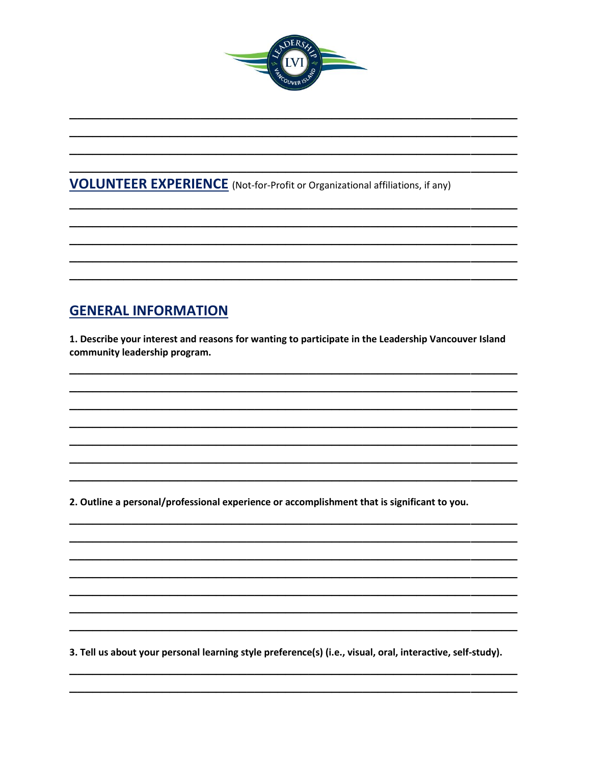## VOLUNTEER EXPERIENCE (Not-for-Profit or Organizational affiliations, if any)

## GENERAL INFORMATION

**1. Describe your interest and reasons for wanting to participate in the Leadership Vancouver Island community leadership program.**

**2. Outline a personal/professional experience or accomplishment that is significant to you.**

**3. Tell us about your personal learning style preference(s) (i.e., visual, oral, interactive, self-study).**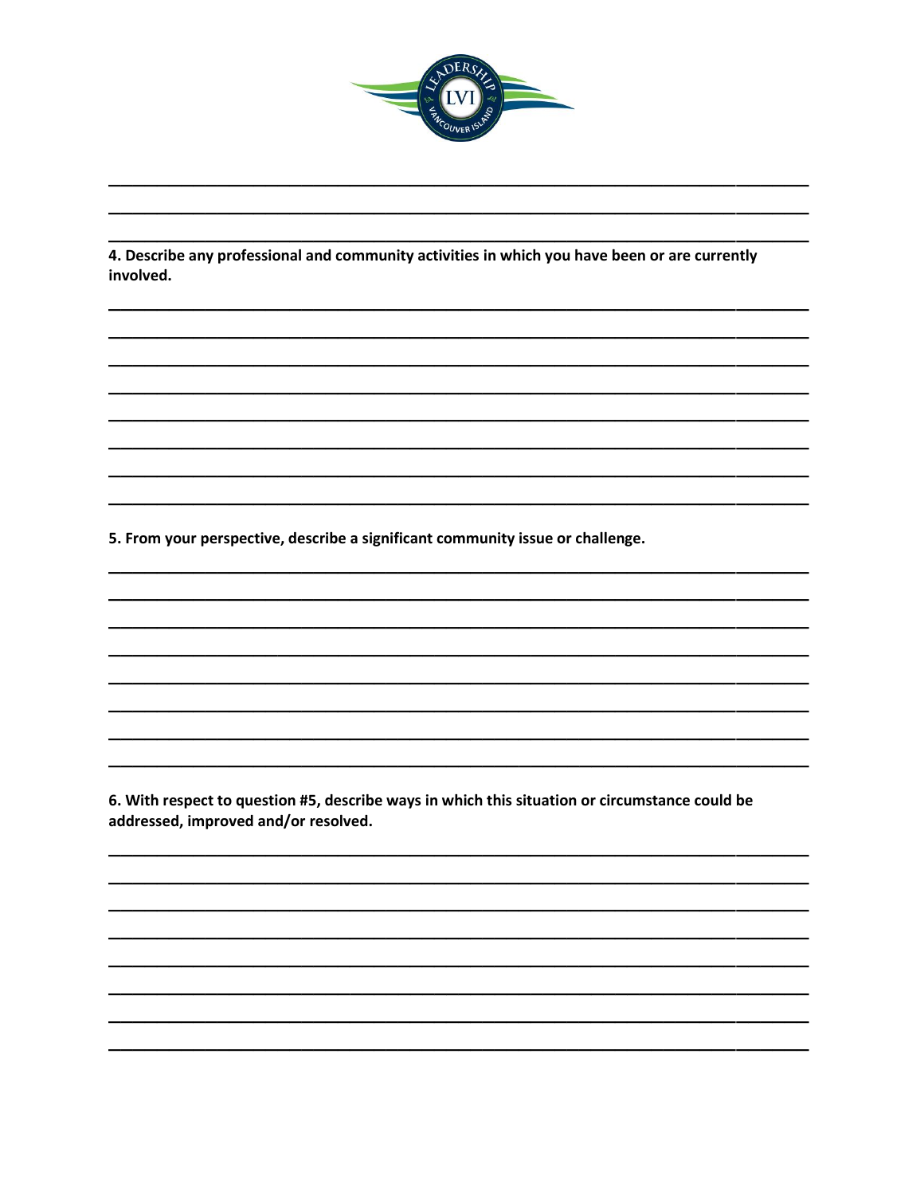4. **Describe any professional and community activities in which you have been or are currently involved.**

5. **From your perspective, describe a significant community issue or challenge.**

6. **With respect to question #5, describe ways in which this situation or circumstance could be addressed, improved and/or resolved.**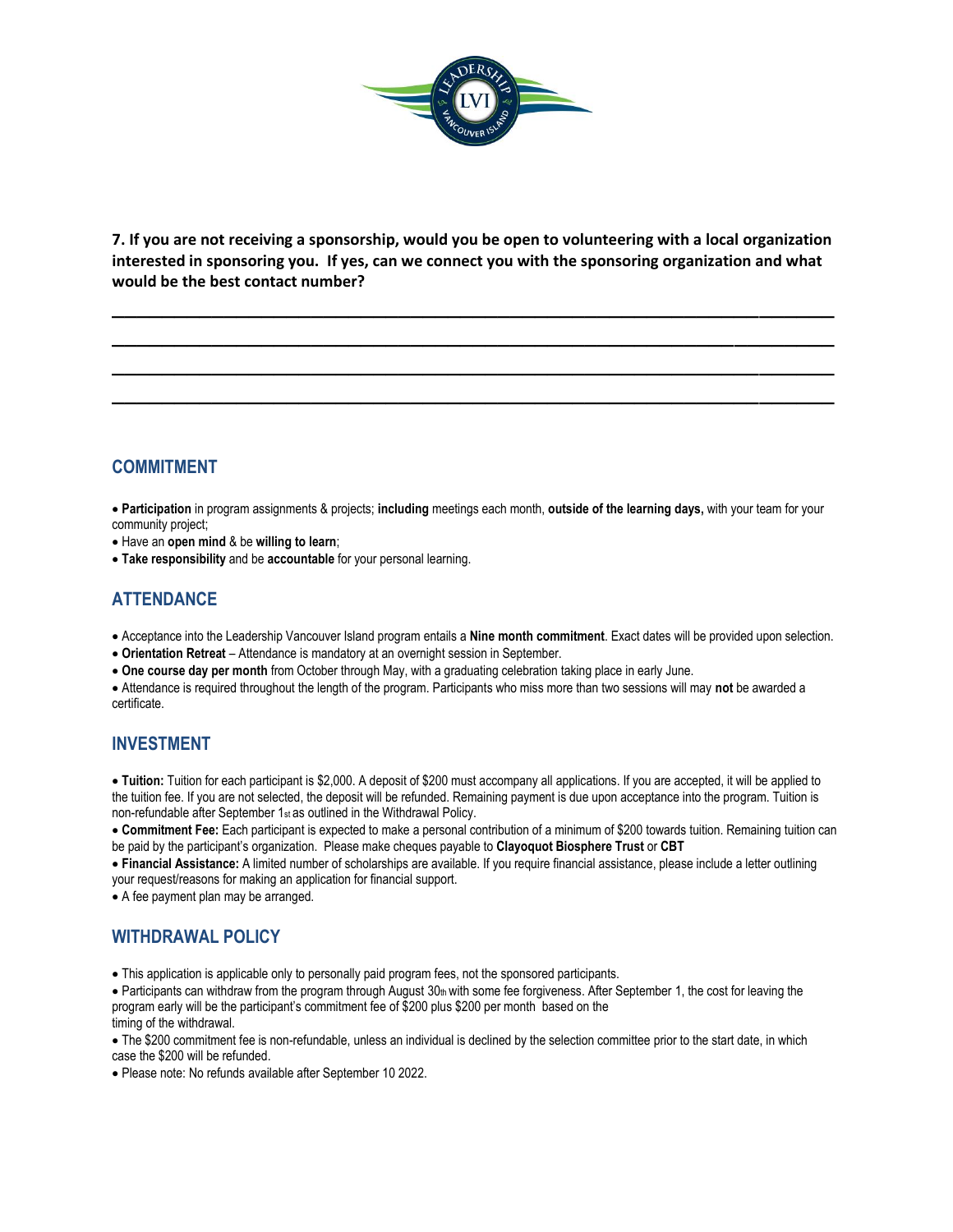**7. If you are not receiving a sponsorship, would you be open to volunteering with a local organization interested in sponsoring you. If yes, can we connect you with the sponsoring organization and what would be the best contact number?**

\_\_\_\_\_\_\_\_\_\_\_\_\_\_\_\_\_\_\_\_\_\_\_\_\_\_\_\_\_\_\_\_\_\_\_\_\_\_\_\_\_\_\_\_\_\_\_\_\_\_\_\_\_\_\_\_\_\_\_\_\_\_\_\_\_\_\_\_\_\_\_\_

\_\_\_\_\_\_\_\_\_\_\_\_\_\_\_\_\_\_\_\_\_\_\_\_\_\_\_\_\_\_\_\_\_\_\_\_\_\_\_\_\_\_\_\_\_\_\_\_\_\_\_\_\_\_\_\_\_\_\_\_\_\_\_\_\_\_\_\_\_\_\_\_

\_\_\_\_\_\_\_\_\_\_\_\_\_\_\_\_\_\_\_\_\_\_\_\_\_\_\_\_\_\_\_\_\_\_\_\_\_\_\_\_\_\_\_\_\_\_\_\_\_\_\_\_\_\_\_\_\_\_\_\_\_\_\_\_\_\_\_\_\_\_\_\_

\_\_\_\_\_\_\_\_\_\_\_\_\_\_\_\_\_\_\_\_\_\_\_\_\_\_\_\_\_\_\_\_\_\_\_\_\_\_\_\_\_\_\_\_\_\_\_\_\_\_\_\_\_\_\_\_\_\_\_\_\_\_\_\_\_\_\_\_\_\_\_\_

## COMMITMENT

- **Participation** in program assignments & projects; **including** meetings each month, **outside of the learning days,** with your team for your community project;
- Have an **open mind** & be **willing to learn**;
- **Take responsibility** and be **accountable** for your personal learning.

## ATTENDANCE

- Acceptance into the Leadership Vancouver Island program entails a **Nine month commitment**. Exact dates will be provided upon selection.
- **Orientation Retreat** – Attendance is mandatory at an overnight session in September.
- **One course day per month** from October through May, with a graduating celebration taking place in early June.
- Attendance is required throughout the length of the program. Participants who miss more than two sessions will may **not** be awarded a certificate.

## INVESTMENT

- **Tuition:** Tuition for each participant is $2,000. A deposit of $200 must accompany all applications. If you are accepted, it will be applied to the tuition fee. If you are not selected, the deposit will be refunded. Remaining payment is due upon acceptance into the program. Tuition is non-refundable after September 1st as outlined in the Withdrawal Policy.
- **Commitment Fee:** Each participant is expected to make a personal contribution of a minimum of $200 towards tuition. Remaining tuition can be paid by the participant's organization. Please make cheques payable to **Clayoquot Biosphere Trust** or **CBT**
- **Financial Assistance:** A limited number of scholarships are available. If you require financial assistance, please include a letter outlining your request/reasons for making an application for financial support.
- A fee payment plan may be arranged.

## WITHDRAWAL POLICY

- This application is applicable only to personally paid program fees, not the sponsored participants.
- Participants can withdraw from the program through August 30th with some fee forgiveness. After September 1, the cost for leaving the program early will be the participant's commitment fee of $200 plus $200 per month based on the timing of the withdrawal.
- The $200 commitment fee is non-refundable, unless an individual is declined by the selection committee prior to the start date, in which case the $200 will be refunded.
- Please note: No refunds available after September 10 2022.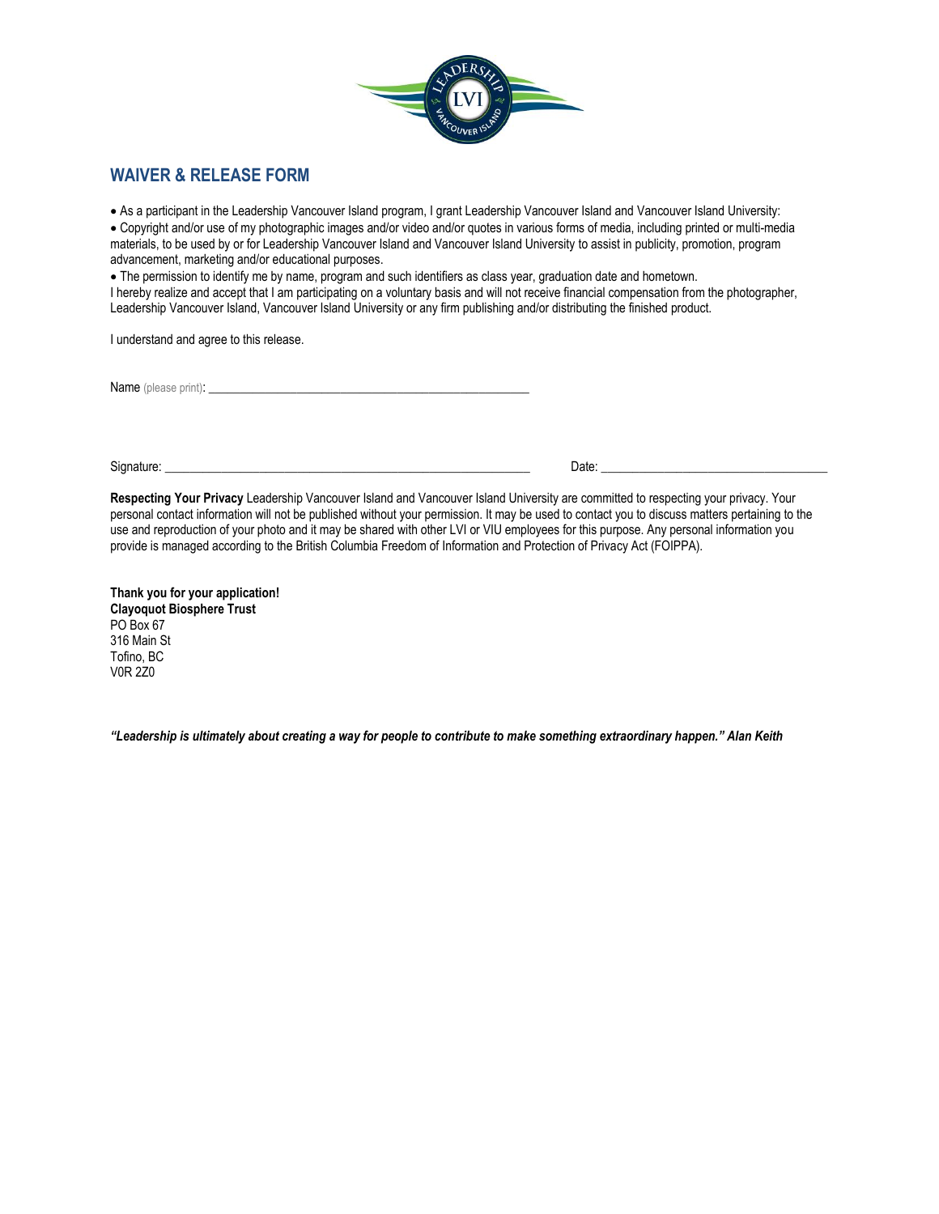## WAIVER & RELEASE FORM

- As a participant in the Leadership Vancouver Island program, I grant Leadership Vancouver Island and Vancouver Island University:
- Copyright and/or use of my photographic images and/or video and/or quotes in various forms of media, including printed or multi-media materials, to be used by or for Leadership Vancouver Island and Vancouver Island University to assist in publicity, promotion, program advancement, marketing and/or educational purposes.
- The permission to identify me by name, program and such identifiers as class year, graduation date and hometown.

I hereby realize and accept that I am participating on a voluntary basis and will not receive financial compensation from the photographer, Leadership Vancouver Island, Vancouver Island University or any firm publishing and/or distributing the finished product.

I understand and agree to this release.

Name (please print): ____________________________________________________

Signature: ____________________________________________________________ Date: ____________________________________

**Respecting Your Privacy** Leadership Vancouver Island and Vancouver Island University are committed to respecting your privacy. Your personal contact information will not be published without your permission. It may be used to contact you to discuss matters pertaining to the use and reproduction of your photo and it may be shared with other LVI or VIU employees for this purpose. Any personal information you provide is managed according to the British Columbia Freedom of Information and Protection of Privacy Act (FOIPPA).

**Thank you for your application!**
**Clayoquot Biosphere Trust**
PO Box 67
316 Main St
Tofino, BC
V0R 2Z0

***"Leadership is ultimately about creating a way for people to contribute to make something extraordinary happen." Alan Keith***